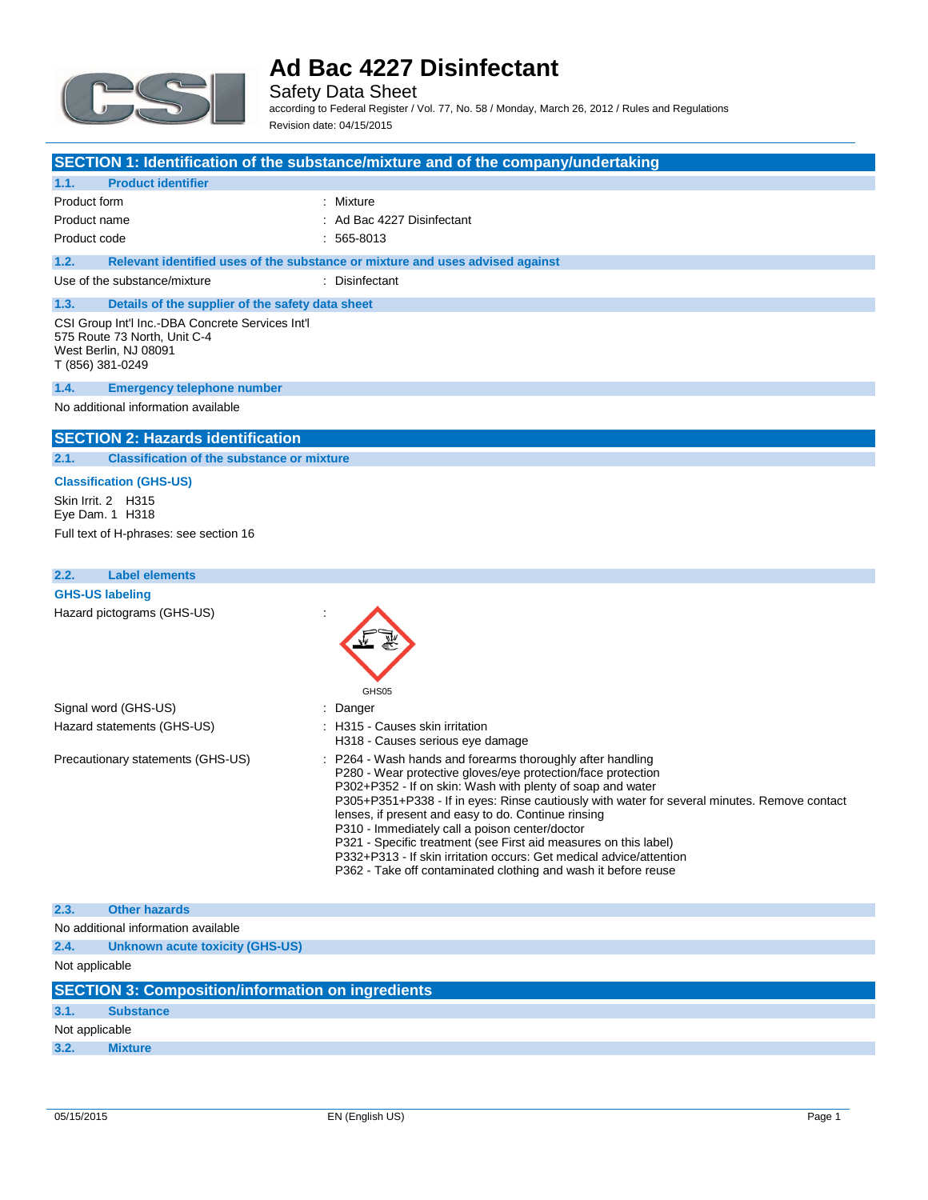# Ad Bac 4227 Disinfectant

Safety Data Sheet

according to Federal Register / Vol. 77, No. 58 / Monday, March 26, 2012 / Rules and Regulations

Revision date: 04/15/2015

## SECTION 1: Identification of the substance/mixture and of the company/undertaking

### 1.1. Product identifier

| | |
|---|---|
| Product form | : Mixture |
| Product name | : Ad Bac 4227 Disinfectant |
| Product code | : 565-8013 |

### 1.2. Relevant identified uses of the substance or mixture and uses advised against

| | |
|---|---|
| Use of the substance/mixture | : Disinfectant |

### 1.3. Details of the supplier of the safety data sheet

CSI Group Int'l Inc.-DBA Concrete Services Int'l
575 Route 73 North, Unit C-4
West Berlin, NJ 08091
T (856) 381-0249

### 1.4. Emergency telephone number

No additional information available

## SECTION 2: Hazards identification

### 2.1. Classification of the substance or mixture

**Classification (GHS-US)**

Skin Irrit. 2 H315
Eye Dam. 1 H318

Full text of H-phrases: see section 16

### 2.2. Label elements

**GHS-US labeling**

Hazard pictograms (GHS-US) :

GHS05

Signal word (GHS-US) : Danger

Hazard statements (GHS-US) :
- H315 - Causes skin irritation
- H318 - Causes serious eye damage

Precautionary statements (GHS-US) :
- P264 - Wash hands and forearms thoroughly after handling
- P280 - Wear protective gloves/eye protection/face protection
- P302+P352 - If on skin: Wash with plenty of soap and water
- P305+P351+P338 - If in eyes: Rinse cautiously with water for several minutes. Remove contact lenses, if present and easy to do. Continue rinsing
- P310 - Immediately call a poison center/doctor
- P321 - Specific treatment (see First aid measures on this label)
- P332+P313 - If skin irritation occurs: Get medical advice/attention
- P362 - Take off contaminated clothing and wash it before reuse

### 2.3. Other hazards

No additional information available

### 2.4. Unknown acute toxicity (GHS-US)

Not applicable

## SECTION 3: Composition/information on ingredients

### 3.1. Substance

Not applicable

### 3.2. Mixture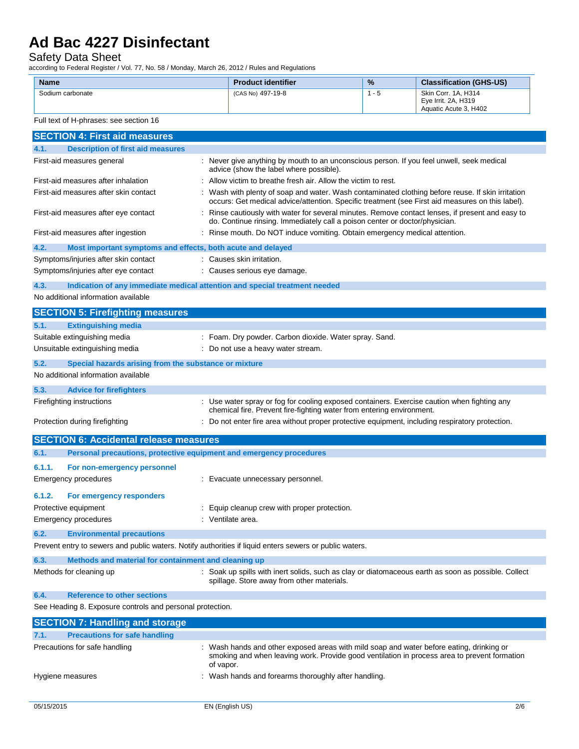| Name | Product identifier | % | Classification (GHS-US) |
|---|---|---|---|
| Sodium carbonate | (CAS No) 497-19-8 | 1 - 5 | Skin Corr. 1A, H314<br>Eye Irrit. 2A, H319<br>Aquatic Acute 3, H402 |

Full text of H-phrases: see section 16

## SECTION 4: First aid measures

### 4.1. Description of first aid measures

| | |
|---|---|
| First-aid measures general | : Never give anything by mouth to an unconscious person. If you feel unwell, seek medical advice (show the label where possible). |
| First-aid measures after inhalation | : Allow victim to breathe fresh air. Allow the victim to rest. |
| First-aid measures after skin contact | : Wash with plenty of soap and water. Wash contaminated clothing before reuse. If skin irritation occurs: Get medical advice/attention. Specific treatment (see First aid measures on this label). |
| First-aid measures after eye contact | : Rinse cautiously with water for several minutes. Remove contact lenses, if present and easy to do. Continue rinsing. Immediately call a poison center or doctor/physician. |
| First-aid measures after ingestion | : Rinse mouth. Do NOT induce vomiting. Obtain emergency medical attention. |

### 4.2. Most important symptoms and effects, both acute and delayed

| | |
|---|---|
| Symptoms/injuries after skin contact | : Causes skin irritation. |
| Symptoms/injuries after eye contact | : Causes serious eye damage. |

### 4.3. Indication of any immediate medical attention and special treatment needed

No additional information available

## SECTION 5: Firefighting measures

### 5.1. Extinguishing media

| | |
|---|---|
| Suitable extinguishing media | : Foam. Dry powder. Carbon dioxide. Water spray. Sand. |
| Unsuitable extinguishing media | : Do not use a heavy water stream. |

### 5.2. Special hazards arising from the substance or mixture

No additional information available

### 5.3. Advice for firefighters

| | |
|---|---|
| Firefighting instructions | : Use water spray or fog for cooling exposed containers. Exercise caution when fighting any chemical fire. Prevent fire-fighting water from entering environment. |
| Protection during firefighting | : Do not enter fire area without proper protective equipment, including respiratory protection. |

## SECTION 6: Accidental release measures

### 6.1. Personal precautions, protective equipment and emergency procedures

#### 6.1.1. For non-emergency personnel

| | |
|---|---|
| Emergency procedures | : Evacuate unnecessary personnel. |

#### 6.1.2. For emergency responders

| | |
|---|---|
| Protective equipment | : Equip cleanup crew with proper protection. |
| Emergency procedures | : Ventilate area. |

### 6.2. Environmental precautions

Prevent entry to sewers and public waters. Notify authorities if liquid enters sewers or public waters.

### 6.3. Methods and material for containment and cleaning up

| | |
|---|---|
| Methods for cleaning up | : Soak up spills with inert solids, such as clay or diatomaceous earth as soon as possible. Collect spillage. Store away from other materials. |

### 6.4. Reference to other sections

See Heading 8. Exposure controls and personal protection.

## SECTION 7: Handling and storage

### 7.1. Precautions for safe handling

| | |
|---|---|
| Precautions for safe handling | : Wash hands and other exposed areas with mild soap and water before eating, drinking or smoking and when leaving work. Provide good ventilation in process area to prevent formation of vapor. |
| Hygiene measures | : Wash hands and forearms thoroughly after handling. |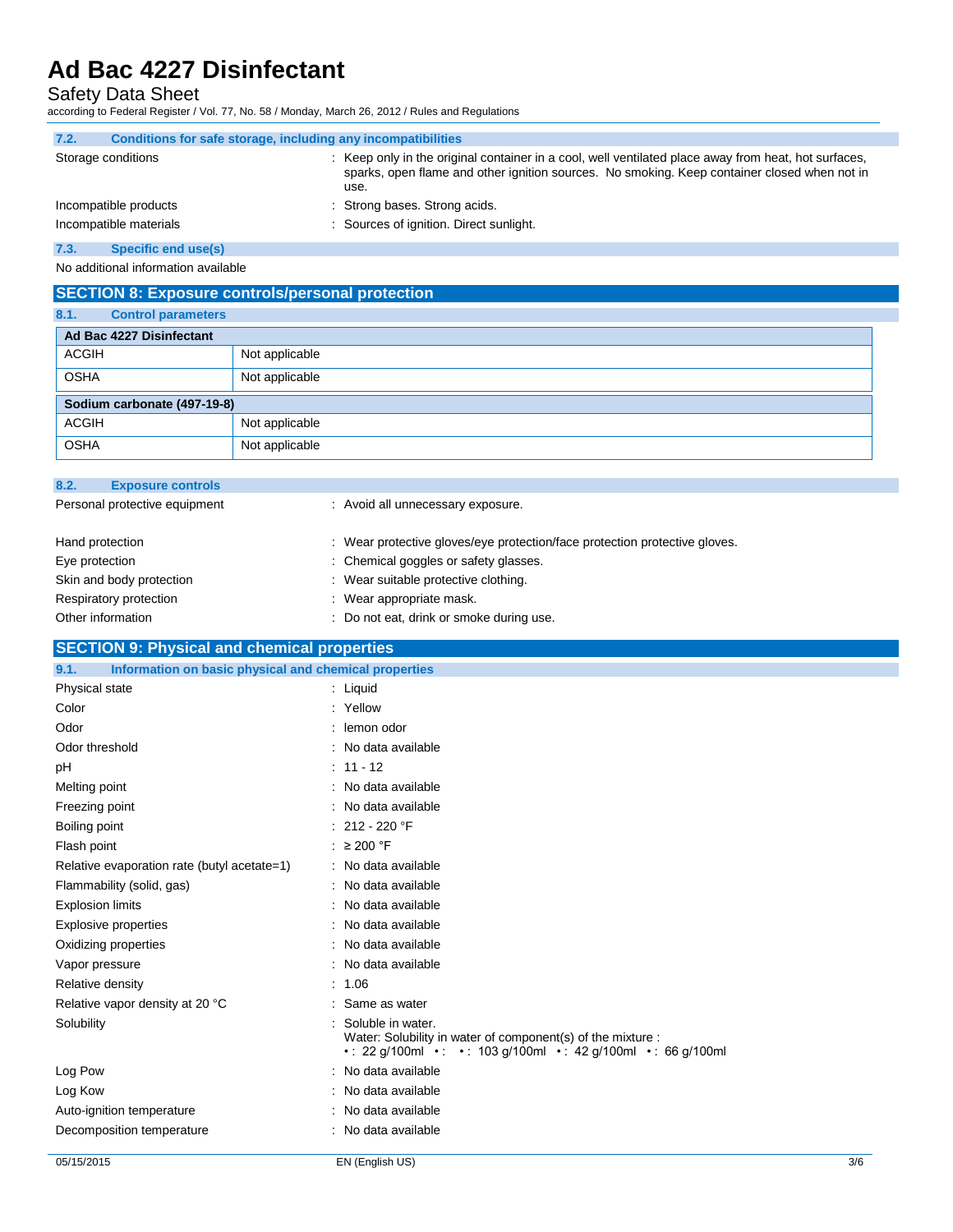### 7.2. Conditions for safe storage, including any incompatibilities

Storage conditions : Keep only in the original container in a cool, well ventilated place away from heat, hot surfaces, sparks, open flame and other ignition sources. No smoking. Keep container closed when not in use.

Incompatible products : Strong bases. Strong acids.

Incompatible materials : Sources of ignition. Direct sunlight.

### 7.3. Specific end use(s)

No additional information available

## SECTION 8: Exposure controls/personal protection

### 8.1. Control parameters

| Ad Bac 4227 Disinfectant | |
|---|---|
| ACGIH | Not applicable |
| OSHA | Not applicable |

| Sodium carbonate (497-19-8) | |
|---|---|
| ACGIH | Not applicable |
| OSHA | Not applicable |

### 8.2. Exposure controls

Personal protective equipment : Avoid all unnecessary exposure.

Hand protection : Wear protective gloves/eye protection/face protection protective gloves.

Eye protection : Chemical goggles or safety glasses.

Skin and body protection : Wear suitable protective clothing.

Respiratory protection : Wear appropriate mask.

Other information : Do not eat, drink or smoke during use.

## SECTION 9: Physical and chemical properties

### 9.1. Information on basic physical and chemical properties

Physical state : Liquid

Color : Yellow

Odor : lemon odor

Odor threshold : No data available

pH : 11 - 12

Melting point : No data available

Freezing point : No data available

Boiling point : 212 - 220 °F

Flash point : ≥ 200 °F

Relative evaporation rate (butyl acetate=1) : No data available

Flammability (solid, gas) : No data available

Explosion limits : No data available

Explosive properties : No data available

Oxidizing properties : No data available

Vapor pressure : No data available

Relative density : 1.06

Relative vapor density at 20 °C : Same as water

Solubility : Soluble in water.
Water: Solubility in water of component(s) of the mixture :
• : 22 g/100ml • : • : 103 g/100ml • : 42 g/100ml • : 66 g/100ml

Log Pow : No data available

Log Kow : No data available

Auto-ignition temperature : No data available

Decomposition temperature : No data available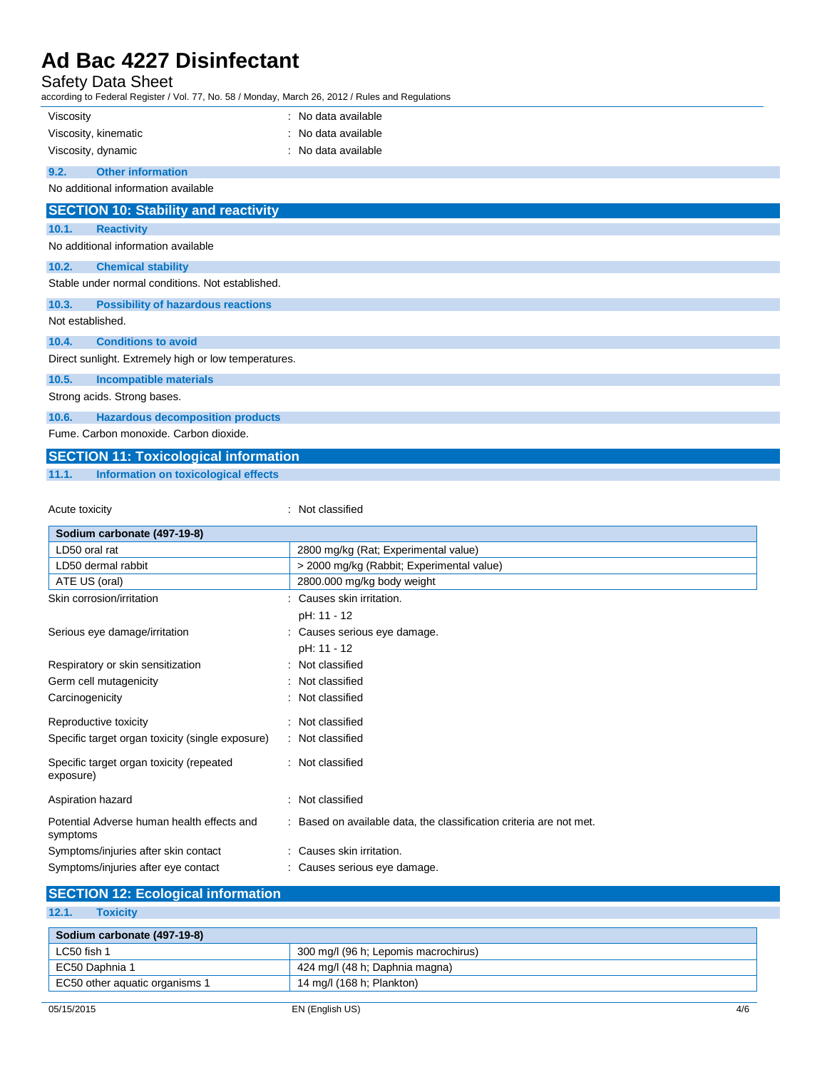| | |
|---|---|
| Viscosity | : No data available |
| Viscosity, kinematic | : No data available |
| Viscosity, dynamic | : No data available |

### 9.2. Other information

No additional information available

## SECTION 10: Stability and reactivity

### 10.1. Reactivity

No additional information available

### 10.2. Chemical stability

Stable under normal conditions. Not established.

### 10.3. Possibility of hazardous reactions

Not established.

### 10.4. Conditions to avoid

Direct sunlight. Extremely high or low temperatures.

### 10.5. Incompatible materials

Strong acids. Strong bases.

### 10.6. Hazardous decomposition products

Fume. Carbon monoxide. Carbon dioxide.

## SECTION 11: Toxicological information

### 11.1. Information on toxicological effects

Acute toxicity : Not classified

| Sodium carbonate (497-19-8) | |
|---|---|
| LD50 oral rat | 2800 mg/kg (Rat; Experimental value) |
| LD50 dermal rabbit | > 2000 mg/kg (Rabbit; Experimental value) |
| ATE US (oral) | 2800.000 mg/kg body weight |

| | |
|---|---|
| Skin corrosion/irritation | : Causes skin irritation.<br>pH: 11 - 12 |
| Serious eye damage/irritation | : Causes serious eye damage.<br>pH: 11 - 12 |
| Respiratory or skin sensitization | : Not classified |
| Germ cell mutagenicity | : Not classified |
| Carcinogenicity | : Not classified |
| Reproductive toxicity | : Not classified |
| Specific target organ toxicity (single exposure) | : Not classified |
| Specific target organ toxicity (repeated exposure) | : Not classified |
| Aspiration hazard | : Not classified |
| Potential Adverse human health effects and symptoms | : Based on available data, the classification criteria are not met. |
| Symptoms/injuries after skin contact | : Causes skin irritation. |
| Symptoms/injuries after eye contact | : Causes serious eye damage. |

## SECTION 12: Ecological information

### 12.1. Toxicity

| Sodium carbonate (497-19-8) | |
|---|---|
| LC50 fish 1 | 300 mg/l (96 h; Lepomis macrochirus) |
| EC50 Daphnia 1 | 424 mg/l (48 h; Daphnia magna) |
| EC50 other aquatic organisms 1 | 14 mg/l (168 h; Plankton) |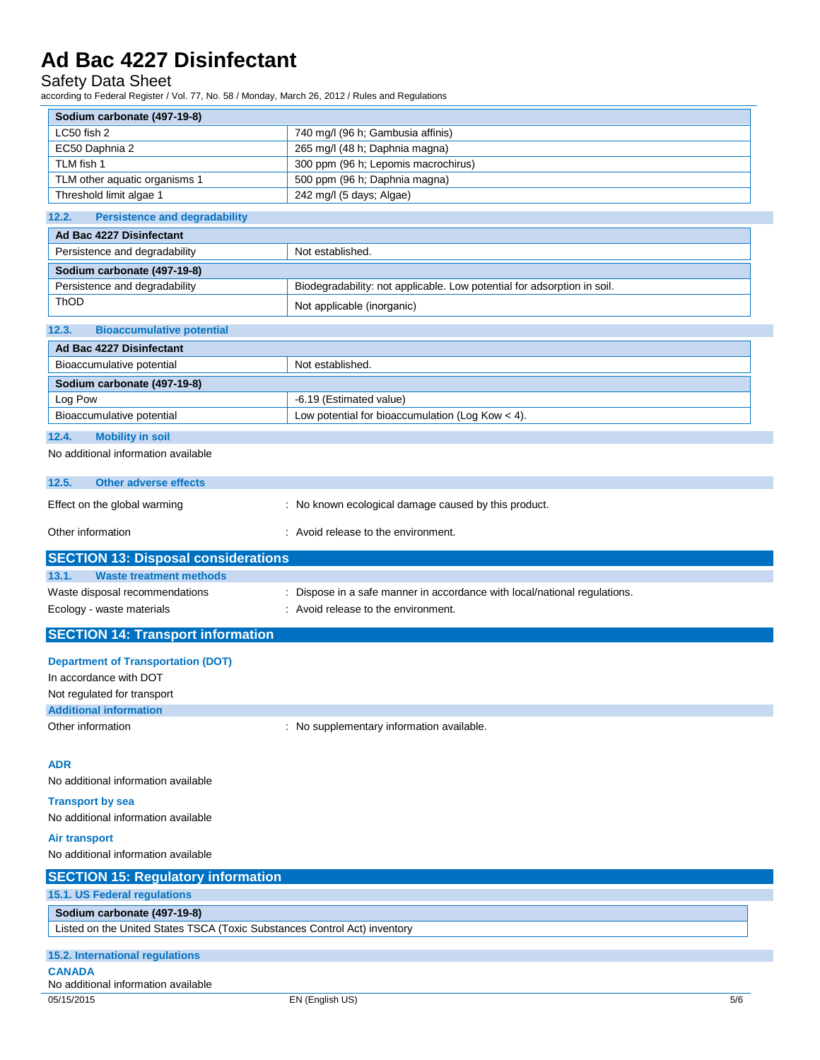| Sodium carbonate (497-19-8) | |
|---|---|
| LC50 fish 2 | 740 mg/l (96 h; Gambusia affinis) |
| EC50 Daphnia 2 | 265 mg/l (48 h; Daphnia magna) |
| TLM fish 1 | 300 ppm (96 h; Lepomis macrochirus) |
| TLM other aquatic organisms 1 | 500 ppm (96 h; Daphnia magna) |
| Threshold limit algae 1 | 242 mg/l (5 days; Algae) |

### 12.2. Persistence and degradability

| Ad Bac 4227 Disinfectant | |
|---|---|
| Persistence and degradability | Not established. |
| **Sodium carbonate (497-19-8)** | |
| Persistence and degradability | Biodegradability: not applicable. Low potential for adsorption in soil. |
| ThOD | Not applicable (inorganic) |

### 12.3. Bioaccumulative potential

| Ad Bac 4227 Disinfectant | |
|---|---|
| Bioaccumulative potential | Not established. |
| **Sodium carbonate (497-19-8)** | |
| Log Pow | -6.19 (Estimated value) |
| Bioaccumulative potential | Low potential for bioaccumulation (Log Kow < 4). |

### 12.4. Mobility in soil

No additional information available

### 12.5. Other adverse effects

Effect on the global warming : No known ecological damage caused by this product.

Other information : Avoid release to the environment.

## SECTION 13: Disposal considerations

### 13.1. Waste treatment methods

Waste disposal recommendations : Dispose in a safe manner in accordance with local/national regulations.

Ecology - waste materials : Avoid release to the environment.

## SECTION 14: Transport information

### Department of Transportation (DOT)

In accordance with DOT

Not regulated for transport

### Additional information

Other information : No supplementary information available.

### ADR

No additional information available

### Transport by sea

No additional information available

### Air transport

No additional information available

## SECTION 15: Regulatory information

### 15.1. US Federal regulations

| Sodium carbonate (497-19-8) |
|---|
| Listed on the United States TSCA (Toxic Substances Control Act) inventory |

### 15.2. International regulations

**CANADA**

No additional information available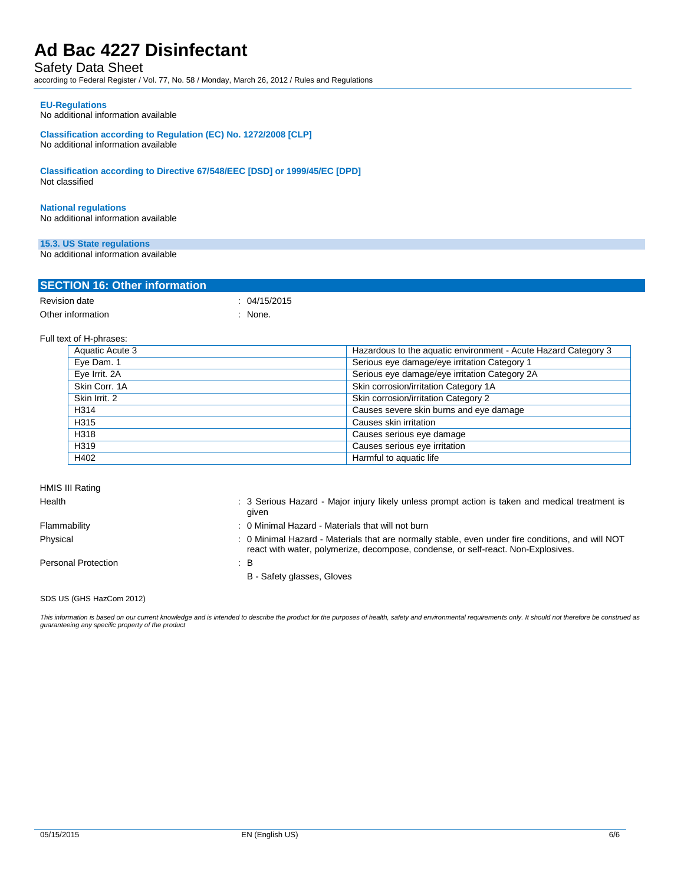**EU-Regulations**

No additional information available

**Classification according to Regulation (EC) No. 1272/2008 [CLP]**

No additional information available

**Classification according to Directive 67/548/EEC [DSD] or 1999/45/EC [DPD]**

Not classified

**National regulations**

No additional information available

### 15.3. US State regulations

No additional information available

## SECTION 16: Other information

Revision date : 04/15/2015

Other information : None.

Full text of H-phrases:

| | |
|---|---|
| Aquatic Acute 3 | Hazardous to the aquatic environment - Acute Hazard Category 3 |
| Eye Dam. 1 | Serious eye damage/eye irritation Category 1 |
| Eye Irrit. 2A | Serious eye damage/eye irritation Category 2A |
| Skin Corr. 1A | Skin corrosion/irritation Category 1A |
| Skin Irrit. 2 | Skin corrosion/irritation Category 2 |
| H314 | Causes severe skin burns and eye damage |
| H315 | Causes skin irritation |
| H318 | Causes serious eye damage |
| H319 | Causes serious eye irritation |
| H402 | Harmful to aquatic life |

HMIS III Rating

Health : 3 Serious Hazard - Major injury likely unless prompt action is taken and medical treatment is given

Flammability : 0 Minimal Hazard - Materials that will not burn

Physical : 0 Minimal Hazard - Materials that are normally stable, even under fire conditions, and will NOT react with water, polymerize, decompose, condense, or self-react. Non-Explosives.

Personal Protection : B

B - Safety glasses, Gloves

SDS US (GHS HazCom 2012)

*This information is based on our current knowledge and is intended to describe the product for the purposes of health, safety and environmental requirements only. It should not therefore be construed as guaranteeing any specific property of the product*